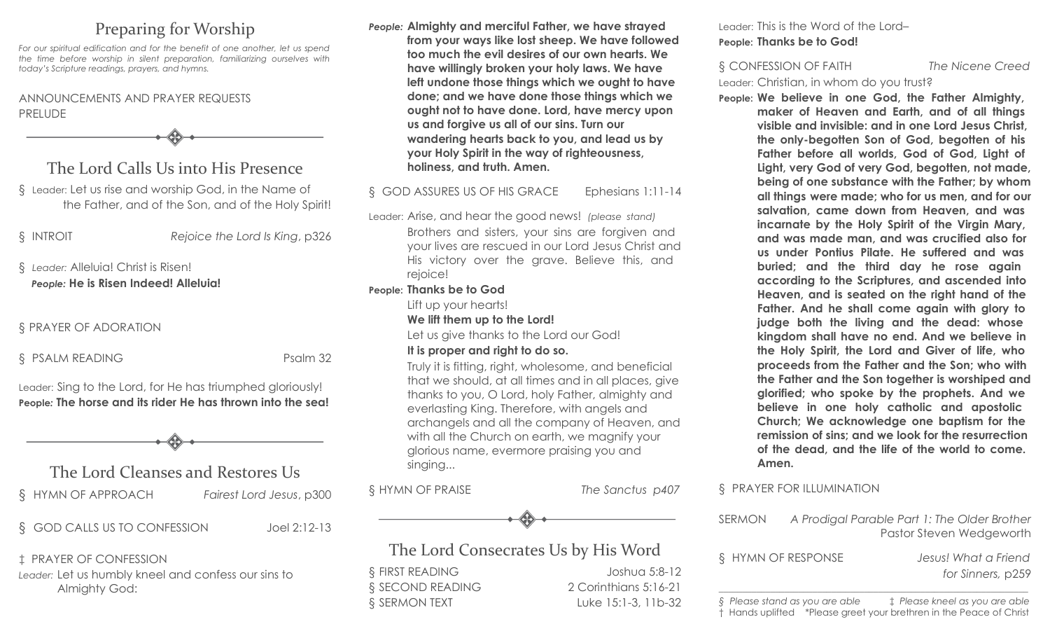## Preparing for Worship

*For our spiritual edification and for the benefit of one another, let us spend the time before worship in silent preparation, familiarizing ourselves with today's Scripture readings, prayers, and hymns.*

ANNOUNCEMENTS AND PRAYER REQUESTS

PRELUDE

## The Lord Calls Us into His Presence

§ Leader: Let us rise and worship God, in the Name of the Father, and of the Son, and of the Holy Spirit!

§ INTROIT — *Rejoice the Lord Is King*, p326

§ *Leader:* Alleluia! Christ is Risen!
*People:* **He is Risen Indeed! Alleluia!**

§ PRAYER OF ADORATION

§ PSALM READING — Psalm 32

Leader: Sing to the Lord, for He has triumphed gloriously!
**People: The horse and its rider He has thrown into the sea!**

## The Lord Cleanses and Restores Us

§ HYMN OF APPROACH — *Fairest Lord Jesus*, p300

§ GOD CALLS US TO CONFESSION — Joel 2:12-13

‡ PRAYER OF CONFESSION

*Leader:* Let us humbly kneel and confess our sins to Almighty God:

*People:* **Almighty and merciful Father, we have strayed from your ways like lost sheep. We have followed too much the evil desires of our own hearts. We have willingly broken your holy laws. We have left undone those things which we ought to have done; and we have done those things which we ought not to have done. Lord, have mercy upon us and forgive us all of our sins. Turn our wandering hearts back to you, and lead us by your Holy Spirit in the way of righteousness, holiness, and truth. Amen.**

§ GOD ASSURES US OF HIS GRACE — Ephesians 1:11-14

Leader: Arise, and hear the good news! *(please stand)*
Brothers and sisters, your sins are forgiven and your lives are rescued in our Lord Jesus Christ and His victory over the grave. Believe this, and rejoice!

**People: Thanks be to God**

Lift up your hearts!

**We lift them up to the Lord!**

Let us give thanks to the Lord our God!

**It is proper and right to do so.**

Truly it is fitting, right, wholesome, and beneficial that we should, at all times and in all places, give thanks to you, O Lord, holy Father, almighty and everlasting King. Therefore, with angels and archangels and all the company of Heaven, and with all the Church on earth, we magnify your glorious name, evermore praising you and singing...

§ HYMN OF PRAISE — *The Sanctus* p407

## The Lord Consecrates Us by His Word

§ FIRST READING — Joshua 5:8-12

§ SECOND READING — 2 Corinthians 5:16-21

§ SERMON TEXT — Luke 15:1-3, 11b-32

Leader: This is the Word of the Lord–
**People: Thanks be to God!**

§ CONFESSION OF FAITH — *The Nicene Creed*

Leader: Christian, in whom do you trust?

**People: We believe in one God, the Father Almighty, maker of Heaven and Earth, and of all things visible and invisible: and in one Lord Jesus Christ, the only-begotten Son of God, begotten of his Father before all worlds, God of God, Light of Light, very God of very God, begotten, not made, being of one substance with the Father; by whom all things were made; who for us men, and for our salvation, came down from Heaven, and was incarnate by the Holy Spirit of the Virgin Mary, and was made man, and was crucified also for us under Pontius Pilate. He suffered and was buried; and the third day he rose again according to the Scriptures, and ascended into Heaven, and is seated on the right hand of the Father. And he shall come again with glory to judge both the living and the dead: whose kingdom shall have no end. And we believe in the Holy Spirit, the Lord and Giver of life, who proceeds from the Father and the Son; who with the Father and the Son together is worshiped and glorified; who spoke by the prophets. And we believe in one holy catholic and apostolic Church; We acknowledge one baptism for the remission of sins; and we look for the resurrection of the dead, and the life of the world to come. Amen.**

§ PRAYER FOR ILLUMINATION

SERMON — *A Prodigal Parable Part 1: The Older Brother*
Pastor Steven Wedgeworth

§ HYMN OF RESPONSE — *Jesus! What a Friend for Sinners,* p259

*§ Please stand as you are able* ‡ *Please kneel as you are able*
† Hands uplifted \*Please greet your brethren in the Peace of Christ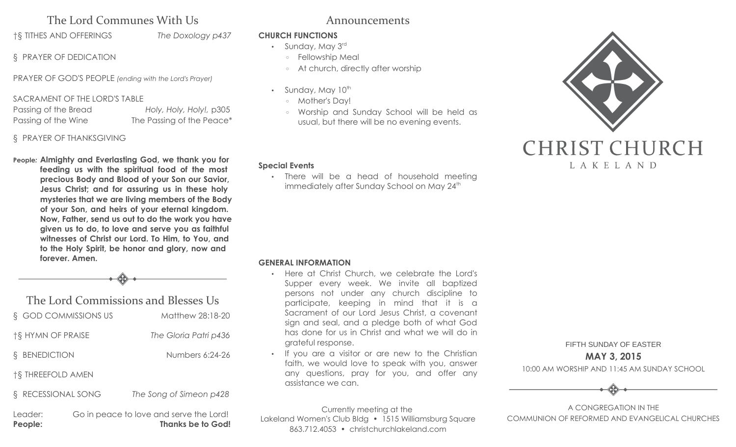## The Lord Communes With Us

†§ TITHES AND OFFERINGS *The Doxology p437*

§ PRAYER OF DEDICATION

PRAYER OF GOD'S PEOPLE *(ending with the Lord's Prayer)*

SACRAMENT OF THE LORD'S TABLE

Passing of the Bread *Holy, Holy, Holy!,* p305

Passing of the Wine The Passing of the Peace*

§ PRAYER OF THANKSGIVING

People: **Almighty and Everlasting God, we thank you for feeding us with the spiritual food of the most precious Body and Blood of your Son our Savior, Jesus Christ; and for assuring us in these holy mysteries that we are living members of the Body of your Son, and heirs of your eternal kingdom. Now, Father, send us out to do the work you have given us to do, to love and serve you as faithful witnesses of Christ our Lord. To Him, to You, and to the Holy Spirit, be honor and glory, now and forever. Amen.**

## The Lord Commissions and Blesses Us

§ GOD COMMISSIONS US Matthew 28:18-20

†§ HYMN OF PRAISE *The Gloria Patri p436*

§ BENEDICTION Numbers 6:24-26

†§ THREEFOLD AMEN

§ RECESSIONAL SONG *The Song of Simeon p428*

Leader: Go in peace to love and serve the Lord!
**People: Thanks be to God!**

## Announcements

**CHURCH FUNCTIONS**

- Sunday, May 3rd
  - Fellowship Meal
  - At church, directly after worship
- Sunday, May 10th
  - Mother's Day!
  - Worship and Sunday School will be held as usual, but there will be no evening events.

**Special Events**

- There will be a head of household meeting immediately after Sunday School on May 24th

**GENERAL INFORMATION**

- Here at Christ Church, we celebrate the Lord's Supper every week. We invite all baptized persons not under any church discipline to participate, keeping in mind that it is a Sacrament of our Lord Jesus Christ, a covenant sign and seal, and a pledge both of what God has done for us in Christ and what we will do in grateful response.
- If you are a visitor or are new to the Christian faith, we would love to speak with you, answer any questions, pray for you, and offer any assistance we can.

Currently meeting at the
Lakeland Women's Club Bldg • 1515 Williamsburg Square
863.712.4053 • christchurchlakeland.com

# CHRIST CHURCH
LAKELAND

FIFTH SUNDAY OF EASTER

**MAY 3, 2015**

10:00 AM WORSHIP AND 11:45 AM SUNDAY SCHOOL

A CONGREGATION IN THE
COMMUNION OF REFORMED AND EVANGELICAL CHURCHES